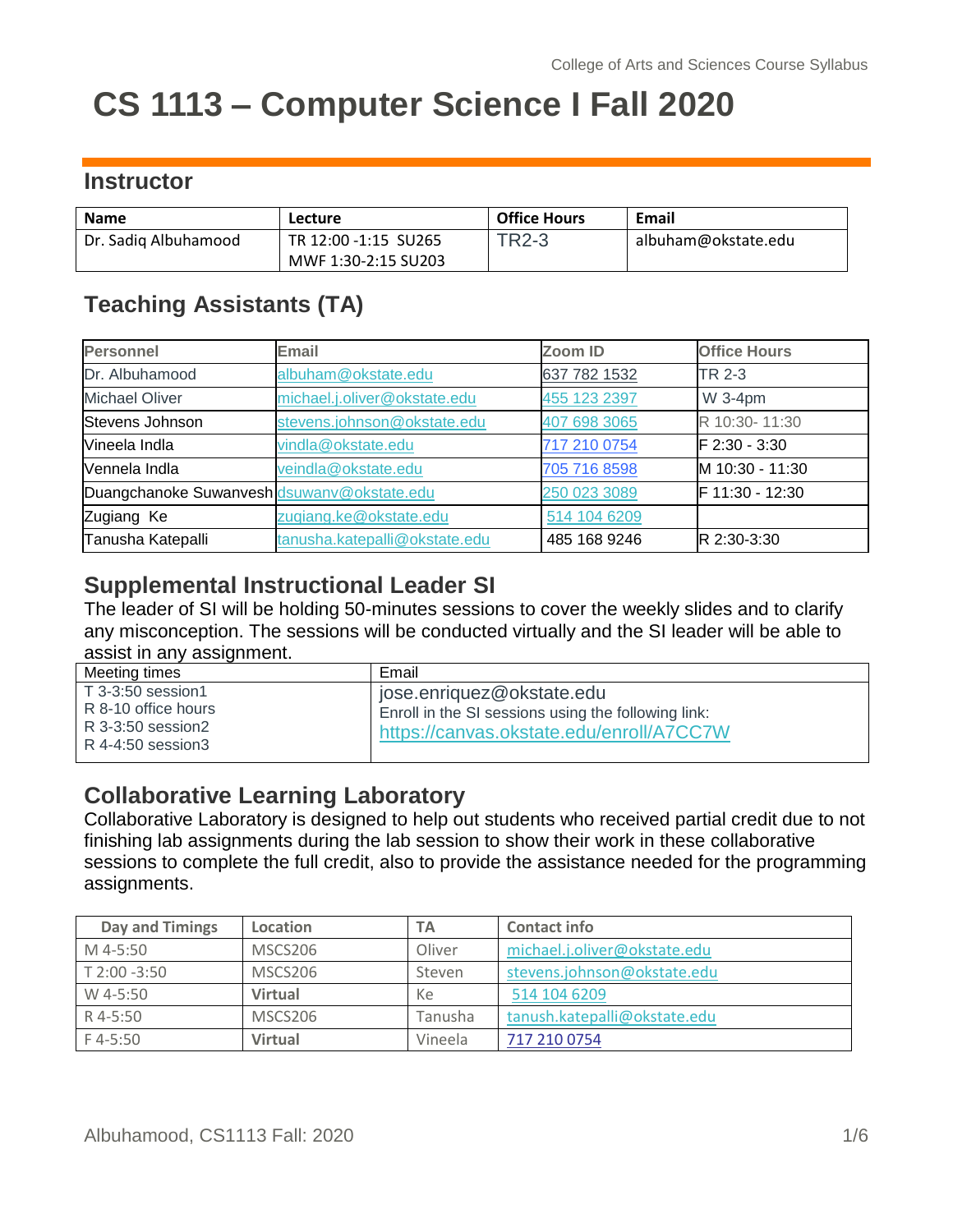College of Arts and Sciences Course Syllabus

# CS 1113 – Computer Science I Fall 2020

## Instructor

| Name | Lecture | Office Hours | Email |
|---|---|---|---|
| Dr. Sadiq Albuhamood | TR 12:00 -1:15 SU265<br>MWF 1:30-2:15 SU203 | TR2-3 | albuham@okstate.edu |

## Teaching Assistants (TA)

| Personnel | Email | Zoom ID | Office Hours |
|---|---|---|---|
| Dr. Albuhamood | albuham@okstate.edu | 637 782 1532 | TR 2-3 |
| Michael Oliver | michael.j.oliver@okstate.edu | 455 123 2397 | W 3-4pm |
| Stevens Johnson | stevens.johnson@okstate.edu | 407 698 3065 | R 10:30- 11:30 |
| Vineela Indla | vindla@okstate.edu | 717 210 0754 | F 2:30 - 3:30 |
| Vennela Indla | veindla@okstate.edu | 705 716 8598 | M 10:30 - 11:30 |
| Duangchanoke Suwanvesh | dsuwanv@okstate.edu | 250 023 3089 | F 11:30 - 12:30 |
| Zugiang Ke | zugiang.ke@okstate.edu | 514 104 6209 | |
| Tanusha Katepalli | tanusha.katepalli@okstate.edu | 485 168 9246 | R 2:30-3:30 |

## Supplemental Instructional Leader SI

The leader of SI will be holding 50-minutes sessions to cover the weekly slides and to clarify any misconception. The sessions will be conducted virtually and the SI leader will be able to assist in any assignment.

| Meeting times | Email |
|---|---|
| T 3-3:50 session1<br>R 8-10 office hours<br>R 3-3:50 session2<br>R 4-4:50 session3 | jose.enriquez@okstate.edu<br>Enroll in the SI sessions using the following link:<br>https://canvas.okstate.edu/enroll/A7CC7W |

## Collaborative Learning Laboratory

Collaborative Laboratory is designed to help out students who received partial credit due to not finishing lab assignments during the lab session to show their work in these collaborative sessions to complete the full credit, also to provide the assistance needed for the programming assignments.

| Day and Timings | Location | TA | Contact info |
|---|---|---|---|
| M 4-5:50 | MSCS206 | Oliver | michael.j.oliver@okstate.edu |
| T 2:00 -3:50 | MSCS206 | Steven | stevens.johnson@okstate.edu |
| W 4-5:50 | **Virtual** | Ke | 514 104 6209 |
| R 4-5:50 | MSCS206 | Tanusha | tanush.katepalli@okstate.edu |
| F 4-5:50 | **Virtual** | Vineela | 717 210 0754 |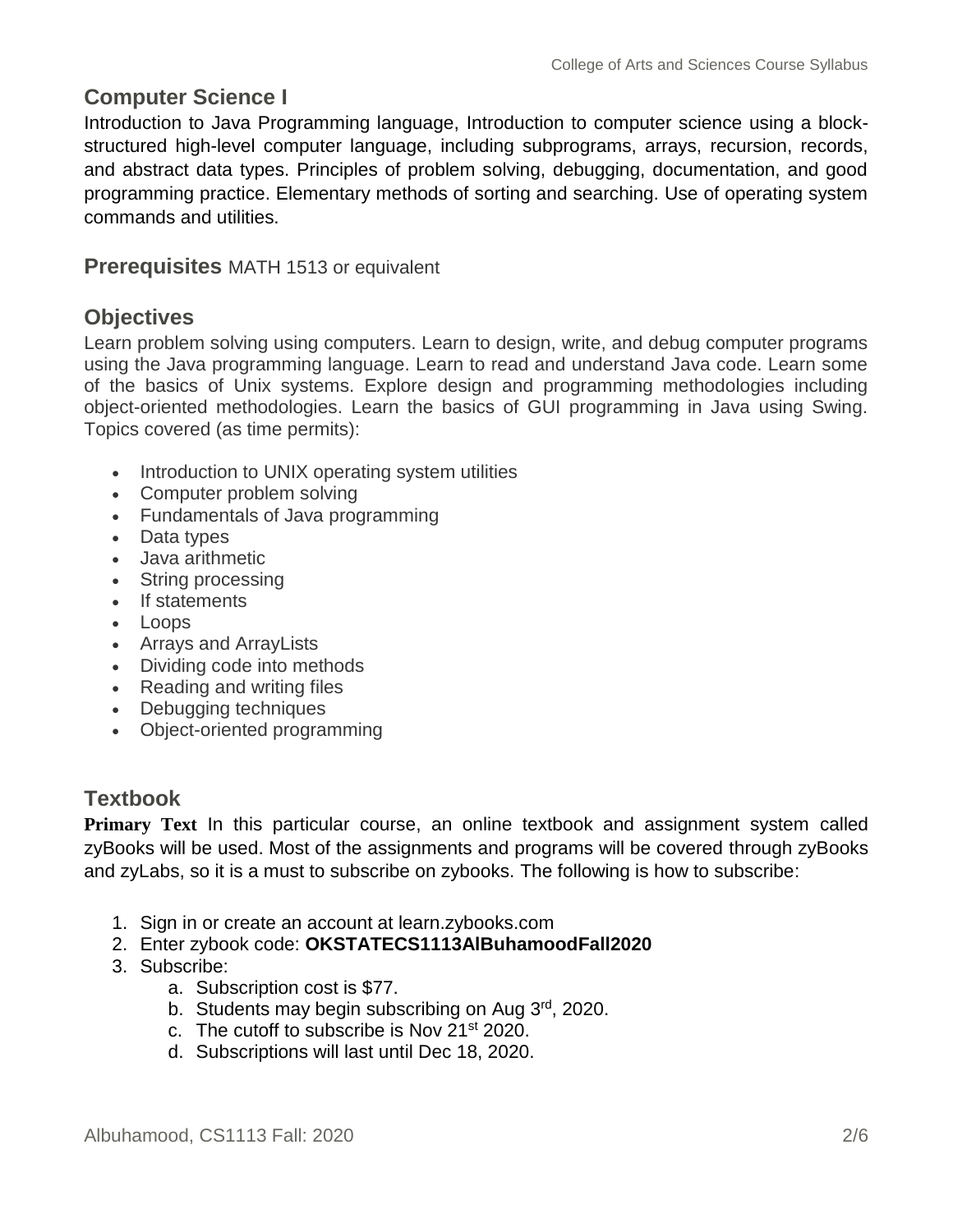## Computer Science I

Introduction to Java Programming language, Introduction to computer science using a block-structured high-level computer language, including subprograms, arrays, recursion, records, and abstract data types. Principles of problem solving, debugging, documentation, and good programming practice. Elementary methods of sorting and searching. Use of operating system commands and utilities.

## Prerequisites

MATH 1513 or equivalent

## Objectives

Learn problem solving using computers. Learn to design, write, and debug computer programs using the Java programming language. Learn to read and understand Java code. Learn some of the basics of Unix systems. Explore design and programming methodologies including object-oriented methodologies. Learn the basics of GUI programming in Java using Swing. Topics covered (as time permits):

- Introduction to UNIX operating system utilities
- Computer problem solving
- Fundamentals of Java programming
- Data types
- Java arithmetic
- String processing
- If statements
- Loops
- Arrays and ArrayLists
- Dividing code into methods
- Reading and writing files
- Debugging techniques
- Object-oriented programming

## Textbook

**Primary Text** In this particular course, an online textbook and assignment system called zyBooks will be used. Most of the assignments and programs will be covered through zyBooks and zyLabs, so it is a must to subscribe on zybooks. The following is how to subscribe:

1. Sign in or create an account at learn.zybooks.com
2. Enter zybook code: **OKSTATECS1113AlBuhamoodFall2020**
3. Subscribe:
   a. Subscription cost is $77.
   b. Students may begin subscribing on Aug 3rd, 2020.
   c. The cutoff to subscribe is Nov 21st 2020.
   d. Subscriptions will last until Dec 18, 2020.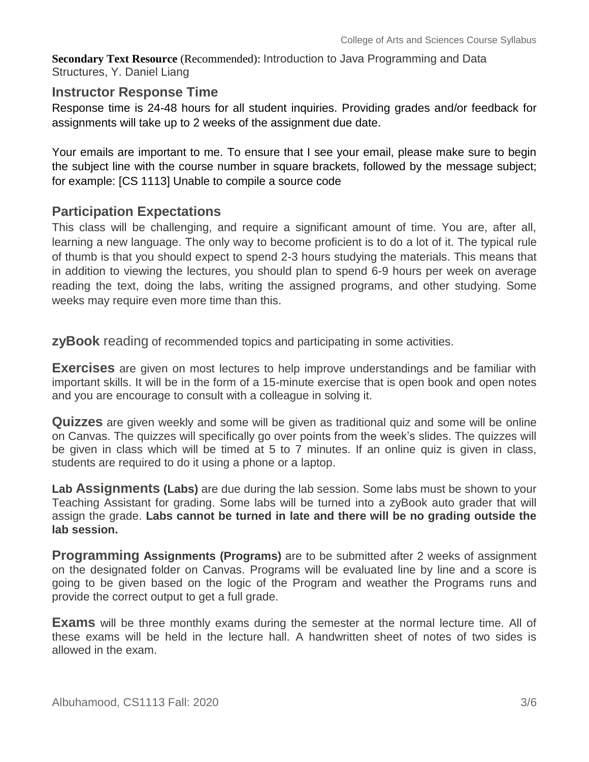**Secondary Text Resource** (Recommended): Introduction to Java Programming and Data Structures, Y. Daniel Liang

## Instructor Response Time

Response time is 24-48 hours for all student inquiries. Providing grades and/or feedback for assignments will take up to 2 weeks of the assignment due date.

Your emails are important to me. To ensure that I see your email, please make sure to begin the subject line with the course number in square brackets, followed by the message subject; for example: [CS 1113] Unable to compile a source code

## Participation Expectations

This class will be challenging, and require a significant amount of time. You are, after all, learning a new language. The only way to become proficient is to do a lot of it. The typical rule of thumb is that you should expect to spend 2-3 hours studying the materials. This means that in addition to viewing the lectures, you should plan to spend 6-9 hours per week on average reading the text, doing the labs, writing the assigned programs, and other studying. Some weeks may require even more time than this.

**zyBook** reading of recommended topics and participating in some activities.

**Exercises** are given on most lectures to help improve understandings and be familiar with important skills. It will be in the form of a 15-minute exercise that is open book and open notes and you are encourage to consult with a colleague in solving it.

**Quizzes** are given weekly and some will be given as traditional quiz and some will be online on Canvas. The quizzes will specifically go over points from the week's slides. The quizzes will be given in class which will be timed at 5 to 7 minutes. If an online quiz is given in class, students are required to do it using a phone or a laptop.

**Lab Assignments (Labs)** are due during the lab session. Some labs must be shown to your Teaching Assistant for grading. Some labs will be turned into a zyBook auto grader that will assign the grade. **Labs cannot be turned in late and there will be no grading outside the lab session.**

**Programming Assignments (Programs)** are to be submitted after 2 weeks of assignment on the designated folder on Canvas. Programs will be evaluated line by line and a score is going to be given based on the logic of the Program and weather the Programs runs and provide the correct output to get a full grade.

**Exams** will be three monthly exams during the semester at the normal lecture time. All of these exams will be held in the lecture hall. A handwritten sheet of notes of two sides is allowed in the exam.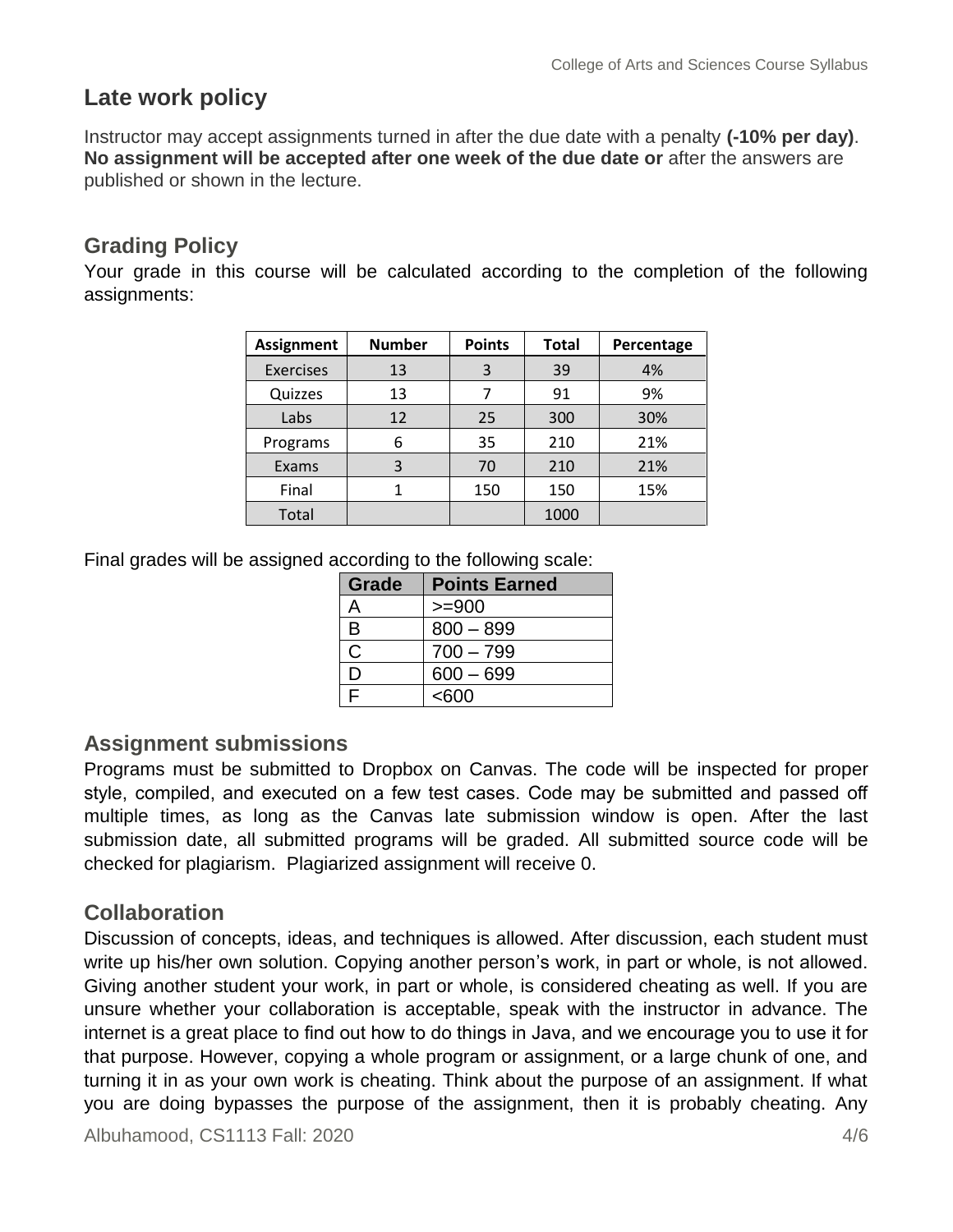## Late work policy

Instructor may accept assignments turned in after the due date with a penalty **(-10% per day)**. **No assignment will be accepted after one week of the due date or** after the answers are published or shown in the lecture.

### Grading Policy

Your grade in this course will be calculated according to the completion of the following assignments:

| Assignment | Number | Points | Total | Percentage |
|---|---|---|---|---|
| Exercises | 13 | 3 | 39 | 4% |
| Quizzes | 13 | 7 | 91 | 9% |
| Labs | 12 | 25 | 300 | 30% |
| Programs | 6 | 35 | 210 | 21% |
| Exams | 3 | 70 | 210 | 21% |
| Final | 1 | 150 | 150 | 15% |
| Total | | | 1000 | |

Final grades will be assigned according to the following scale:

| Grade | Points Earned |
|---|---|
| A | >=900 |
| B | 800 – 899 |
| C | 700 – 799 |
| D | 600 – 699 |
| F | <600 |

### Assignment submissions

Programs must be submitted to Dropbox on Canvas. The code will be inspected for proper style, compiled, and executed on a few test cases. Code may be submitted and passed off multiple times, as long as the Canvas late submission window is open. After the last submission date, all submitted programs will be graded. All submitted source code will be checked for plagiarism. Plagiarized assignment will receive 0.

### Collaboration

Discussion of concepts, ideas, and techniques is allowed. After discussion, each student must write up his/her own solution. Copying another person's work, in part or whole, is not allowed. Giving another student your work, in part or whole, is considered cheating as well. If you are unsure whether your collaboration is acceptable, speak with the instructor in advance. The internet is a great place to find out how to do things in Java, and we encourage you to use it for that purpose. However, copying a whole program or assignment, or a large chunk of one, and turning it in as your own work is cheating. Think about the purpose of an assignment. If what you are doing bypasses the purpose of the assignment, then it is probably cheating. Any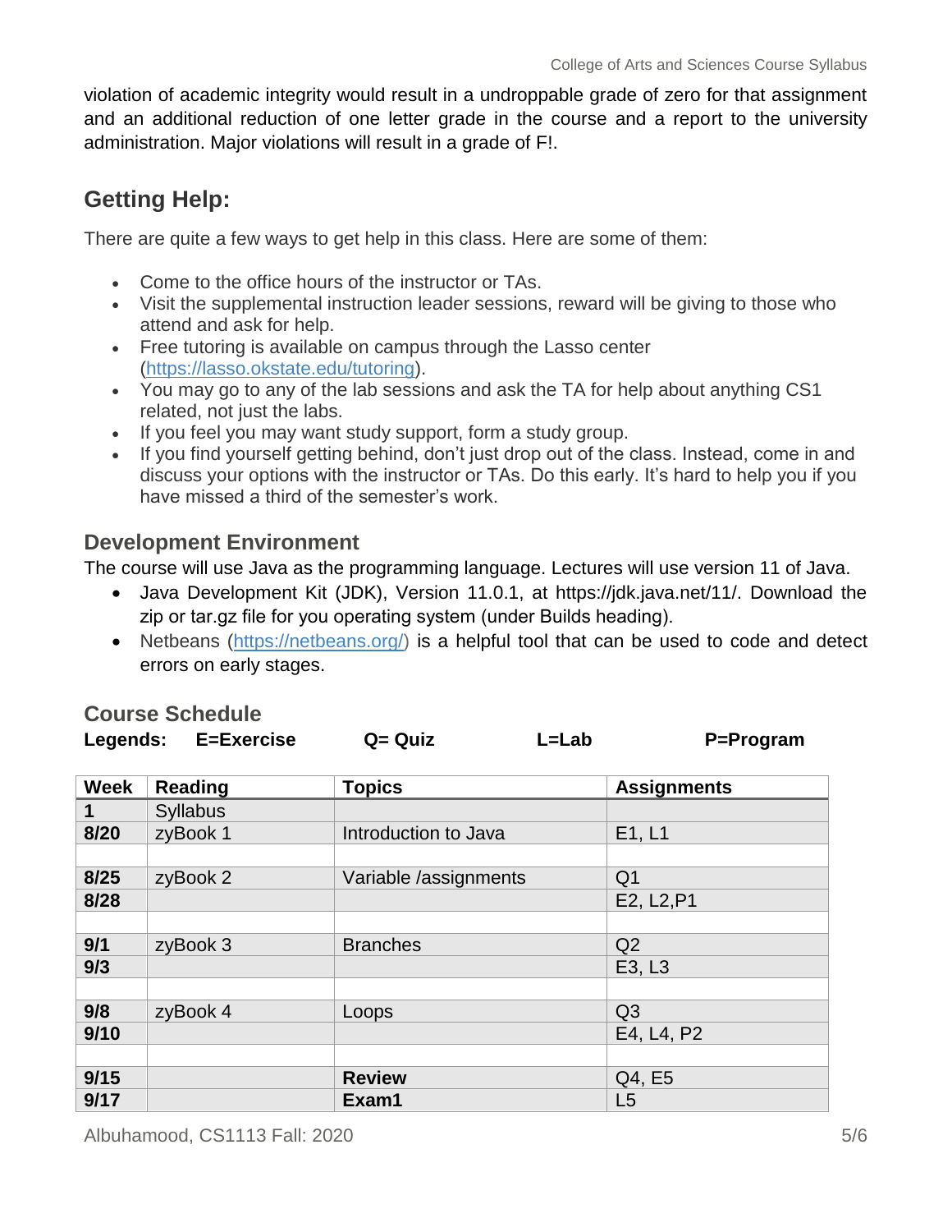violation of academic integrity would result in a undroppable grade of zero for that assignment and an additional reduction of one letter grade in the course and a report to the university administration. Major violations will result in a grade of F!.

## Getting Help:

There are quite a few ways to get help in this class. Here are some of them:

- Come to the office hours of the instructor or TAs.
- Visit the supplemental instruction leader sessions, reward will be giving to those who attend and ask for help.
- Free tutoring is available on campus through the Lasso center (https://lasso.okstate.edu/tutoring).
- You may go to any of the lab sessions and ask the TA for help about anything CS1 related, not just the labs.
- If you feel you may want study support, form a study group.
- If you find yourself getting behind, don't just drop out of the class. Instead, come in and discuss your options with the instructor or TAs. Do this early. It's hard to help you if you have missed a third of the semester's work.

### Development Environment

The course will use Java as the programming language. Lectures will use version 11 of Java.

- Java Development Kit (JDK), Version 11.0.1, at https://jdk.java.net/11/. Download the zip or tar.gz file for you operating system (under Builds heading).
- Netbeans (https://netbeans.org/) is a helpful tool that can be used to code and detect errors on early stages.

### Course Schedule

**Legends: E=Exercise Q= Quiz L=Lab P=Program**

| Week | Reading | Topics | Assignments |
|---|---|---|---|
| **1** | Syllabus | | |
| **8/20** | zyBook 1 | Introduction to Java | E1, L1 |
| | | | |
| **8/25** | zyBook 2 | Variable /assignments | Q1 |
| **8/28** | | | E2, L2,P1 |
| | | | |
| **9/1** | zyBook 3 | Branches | Q2 |
| **9/3** | | | E3, L3 |
| | | | |
| **9/8** | zyBook 4 | Loops | Q3 |
| **9/10** | | | E4, L4, P2 |
| | | | |
| **9/15** | | **Review** | Q4, E5 |
| **9/17** | | **Exam1** | L5 |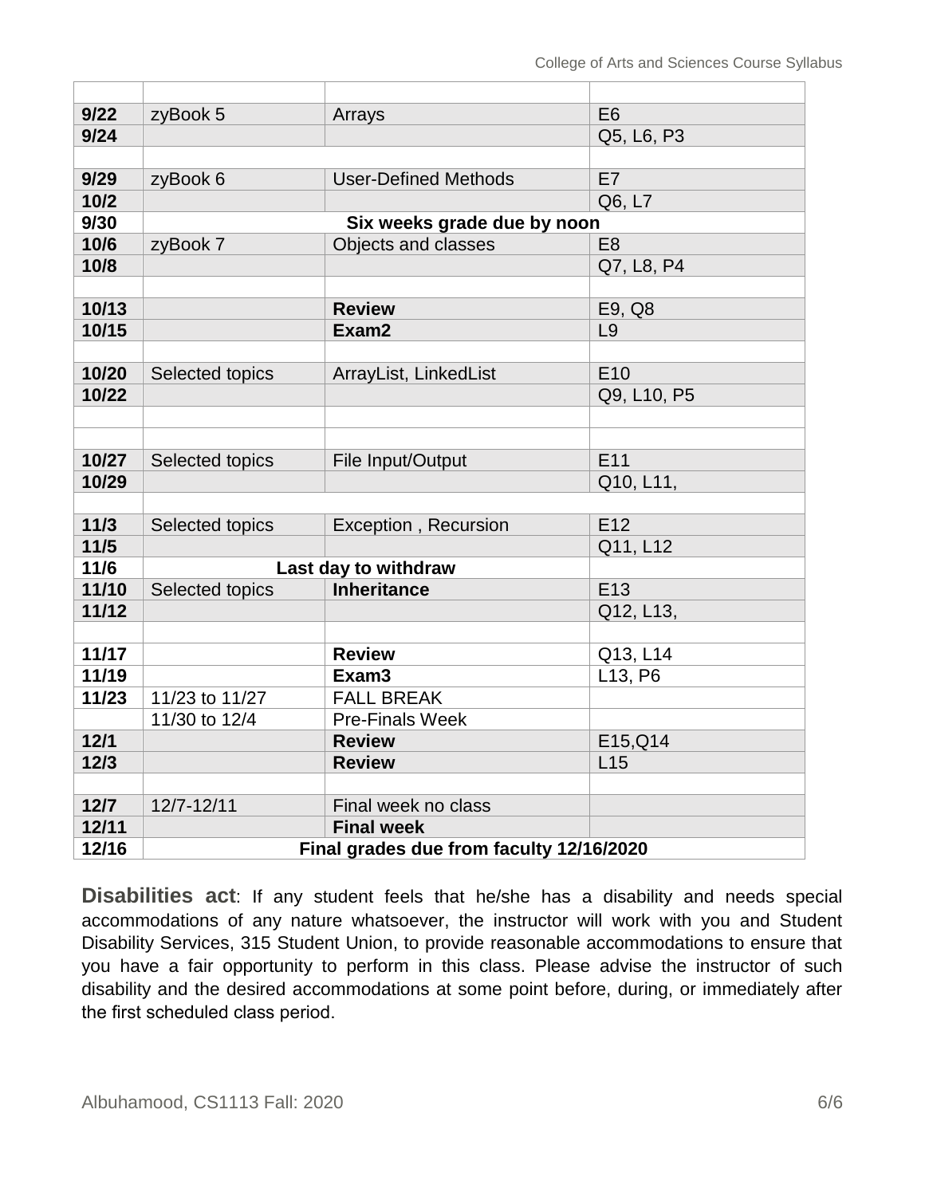| | | | |
|---|---|---|---|
| | | | |
| **9/22** | zyBook 5 | Arrays | E6 |
| **9/24** | | | Q5, L6, P3 |
| | | | |
| **9/29** | zyBook 6 | User-Defined Methods | E7 |
| **10/2** | | | Q6, L7 |
| **9/30** | **Six weeks grade due by noon** | | |
| **10/6** | zyBook 7 | Objects and classes | E8 |
| **10/8** | | | Q7, L8, P4 |
| | | | |
| **10/13** | | **Review** | E9, Q8 |
| **10/15** | | **Exam2** | L9 |
| | | | |
| **10/20** | Selected topics | ArrayList, LinkedList | E10 |
| **10/22** | | | Q9, L10, P5 |
| | | | |
| | | | |
| **10/27** | Selected topics | File Input/Output | E11 |
| **10/29** | | | Q10, L11, |
| | | | |
| **11/3** | Selected topics | Exception , Recursion | E12 |
| **11/5** | | | Q11, L12 |
| **11/6** | **Last day to withdraw** | | |
| **11/10** | Selected topics | **Inheritance** | E13 |
| **11/12** | | | Q12, L13, |
| | | | |
| **11/17** | | **Review** | Q13, L14 |
| **11/19** | | **Exam3** | L13, P6 |
| **11/23** | 11/23 to 11/27 | FALL BREAK | |
| | 11/30 to 12/4 | Pre-Finals Week | |
| **12/1** | | **Review** | E15,Q14 |
| **12/3** | | **Review** | L15 |
| | | | |
| **12/7** | 12/7-12/11 | Final week no class | |
| **12/11** | | **Final week** | |
| **12/16** | **Final grades due from faculty 12/16/2020** | | |

**Disabilities act**: If any student feels that he/she has a disability and needs special accommodations of any nature whatsoever, the instructor will work with you and Student Disability Services, 315 Student Union, to provide reasonable accommodations to ensure that you have a fair opportunity to perform in this class. Please advise the instructor of such disability and the desired accommodations at some point before, during, or immediately after the first scheduled class period.